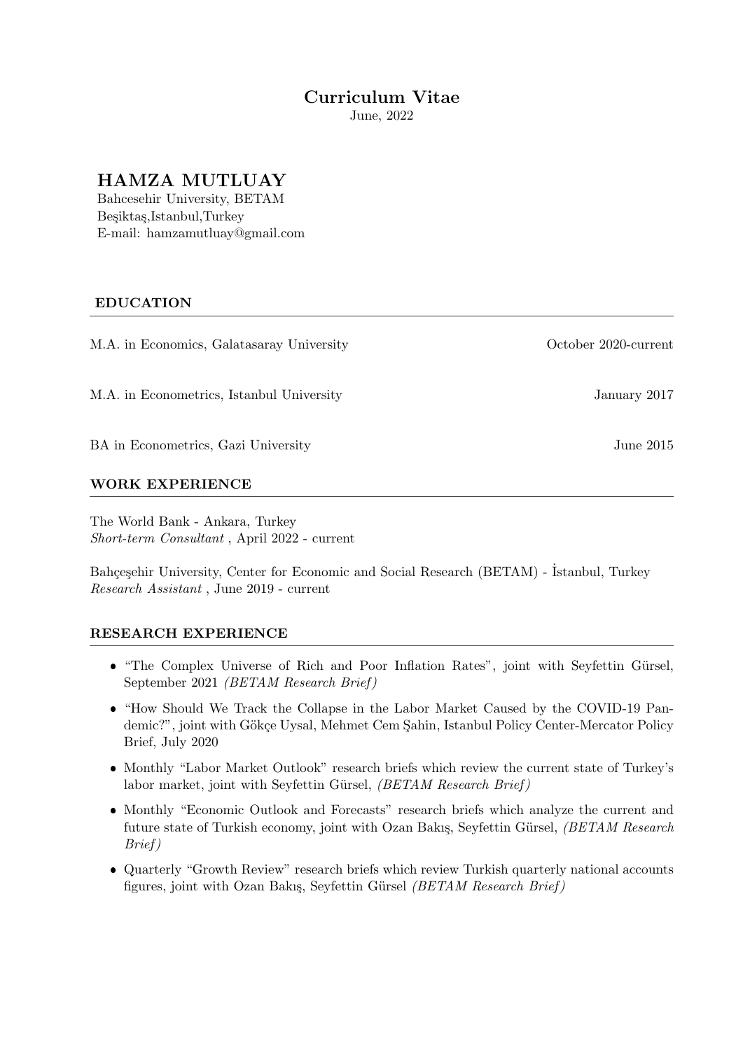# Curriculum Vitae

June, 2022

## HAMZA MUTLUAY

Bahcesehir University, BETAM
Beşiktaş,Istanbul,Turkey
E-mail: hamzamutluay@gmail.com

### EDUCATION

M.A. in Economics, Galatasaray University — October 2020-current

M.A. in Econometrics, Istanbul University — January 2017

BA in Econometrics, Gazi University — June 2015

### WORK EXPERIENCE

The World Bank - Ankara, Turkey
*Short-term Consultant* , April 2022 - current

Bahçeşehir University, Center for Economic and Social Research (BETAM) - İstanbul, Turkey
*Research Assistant* , June 2019 - current

### RESEARCH EXPERIENCE

- "The Complex Universe of Rich and Poor Inflation Rates", joint with Seyfettin Gürsel, September 2021 *(BETAM Research Brief)*
- "How Should We Track the Collapse in the Labor Market Caused by the COVID-19 Pandemic?", joint with Gökçe Uysal, Mehmet Cem Şahin, Istanbul Policy Center-Mercator Policy Brief, July 2020
- Monthly "Labor Market Outlook" research briefs which review the current state of Turkey's labor market, joint with Seyfettin Gürsel, *(BETAM Research Brief)*
- Monthly "Economic Outlook and Forecasts" research briefs which analyze the current and future state of Turkish economy, joint with Ozan Bakış, Seyfettin Gürsel, *(BETAM Research Brief)*
- Quarterly "Growth Review" research briefs which review Turkish quarterly national accounts figures, joint with Ozan Bakış, Seyfettin Gürsel *(BETAM Research Brief)*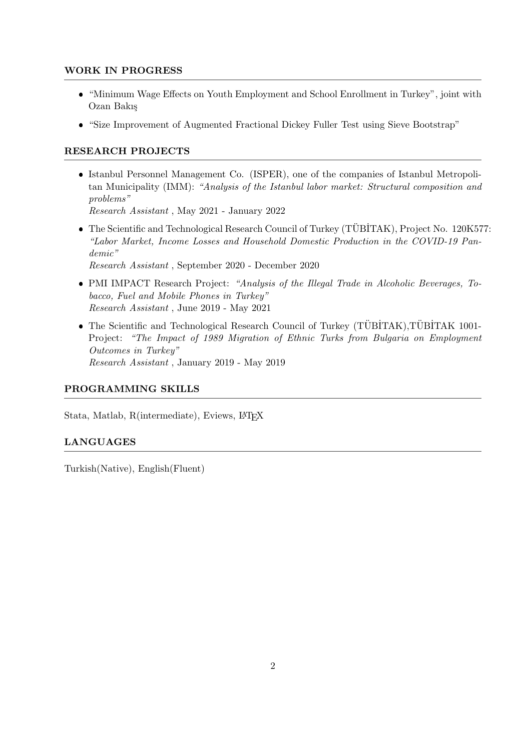## WORK IN PROGRESS

- "Minimum Wage Effects on Youth Employment and School Enrollment in Turkey", joint with Ozan Bakış
- "Size Improvement of Augmented Fractional Dickey Fuller Test using Sieve Bootstrap"

## RESEARCH PROJECTS

- Istanbul Personnel Management Co. (ISPER), one of the companies of Istanbul Metropolitan Municipality (IMM): *"Analysis of the Istanbul labor market: Structural composition and problems"*
  *Research Assistant* , May 2021 - January 2022
- The Scientific and Technological Research Council of Turkey (TÜBİTAK), Project No. 120K577: *"Labor Market, Income Losses and Household Domestic Production in the COVID-19 Pandemic"*
  *Research Assistant* , September 2020 - December 2020
- PMI IMPACT Research Project: *"Analysis of the Illegal Trade in Alcoholic Beverages, Tobacco, Fuel and Mobile Phones in Turkey"*
  *Research Assistant* , June 2019 - May 2021
- The Scientific and Technological Research Council of Turkey (TÜBİTAK),TÜBİTAK 1001-Project: *"The Impact of 1989 Migration of Ethnic Turks from Bulgaria on Employment Outcomes in Turkey"*
  *Research Assistant* , January 2019 - May 2019

## PROGRAMMING SKILLS

Stata, Matlab, R(intermediate), Eviews, LaTeX

## LANGUAGES

Turkish(Native), English(Fluent)